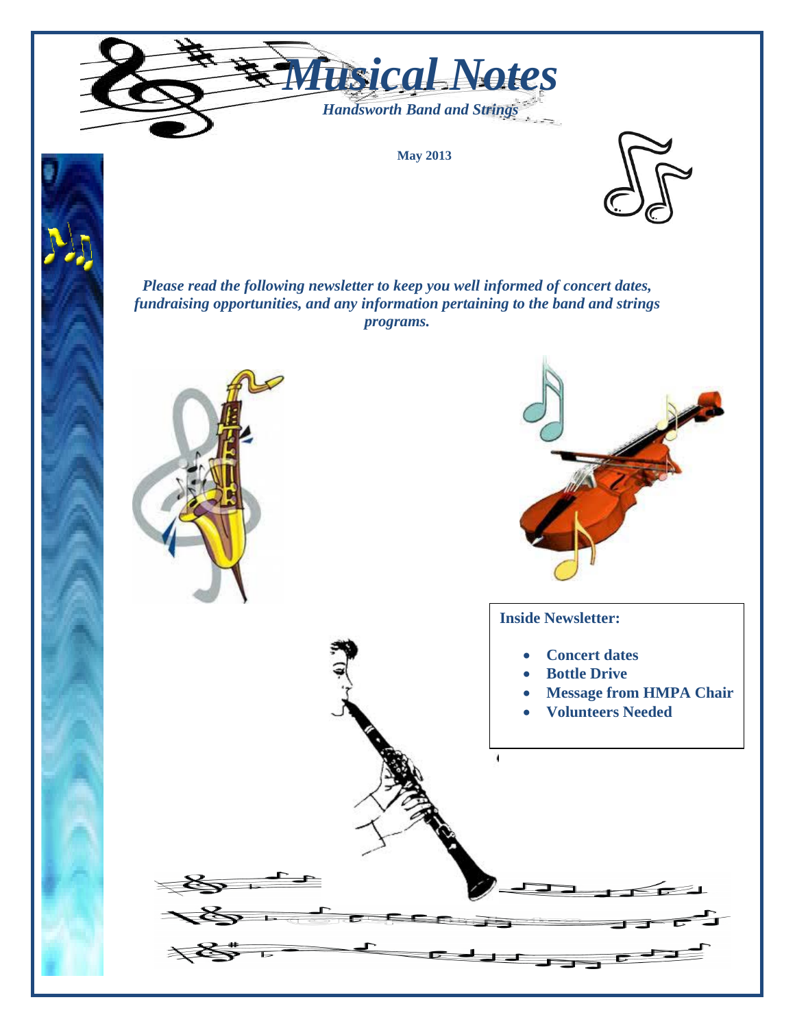# *Musical Notes*

*Handsworth Band and Strings*

**May 2013**

***Please read the following newsletter to keep you well informed of concert dates, fundraising opportunities, and any information pertaining to the band and strings programs.***

**Inside Newsletter:**

- **Concert dates**
- **Bottle Drive**
- **Message from HMPA Chair**
- **Volunteers Needed**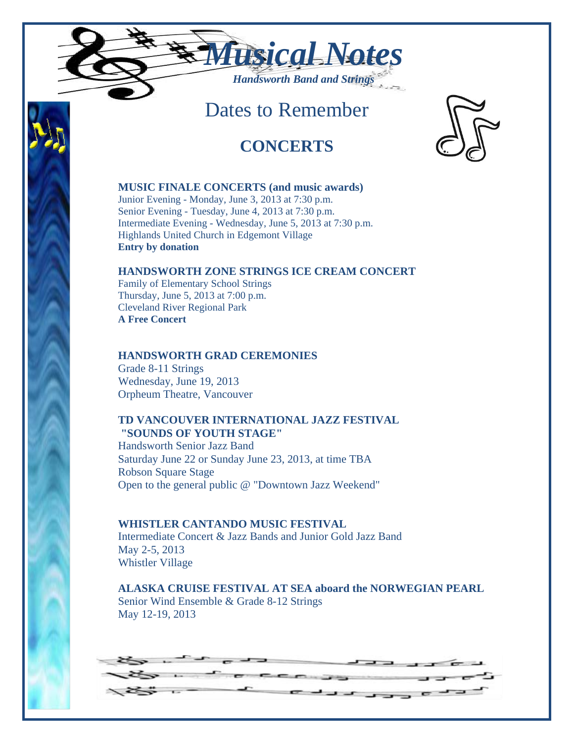# *Musical Notes*

*Handsworth Band and Strings*

## Dates to Remember

## CONCERTS

**MUSIC FINALE CONCERTS (and music awards)**
Junior Evening - Monday, June 3, 2013 at 7:30 p.m.
Senior Evening - Tuesday, June 4, 2013 at 7:30 p.m.
Intermediate Evening - Wednesday, June 5, 2013 at 7:30 p.m.
Highlands United Church in Edgemont Village
**Entry by donation**

**HANDSWORTH ZONE STRINGS ICE CREAM CONCERT**
Family of Elementary School Strings
Thursday, June 5, 2013 at 7:00 p.m.
Cleveland River Regional Park
**A Free Concert**

**HANDSWORTH GRAD CEREMONIES**
Grade 8-11 Strings
Wednesday, June 19, 2013
Orpheum Theatre, Vancouver

**TD VANCOUVER INTERNATIONAL JAZZ FESTIVAL "SOUNDS OF YOUTH STAGE"**
Handsworth Senior Jazz Band
Saturday June 22 or Sunday June 23, 2013, at time TBA
Robson Square Stage
Open to the general public @ "Downtown Jazz Weekend"

**WHISTLER CANTANDO MUSIC FESTIVAL**
Intermediate Concert & Jazz Bands and Junior Gold Jazz Band
May 2-5, 2013
Whistler Village

**ALASKA CRUISE FESTIVAL AT SEA aboard the NORWEGIAN PEARL**
Senior Wind Ensemble & Grade 8-12 Strings
May 12-19, 2013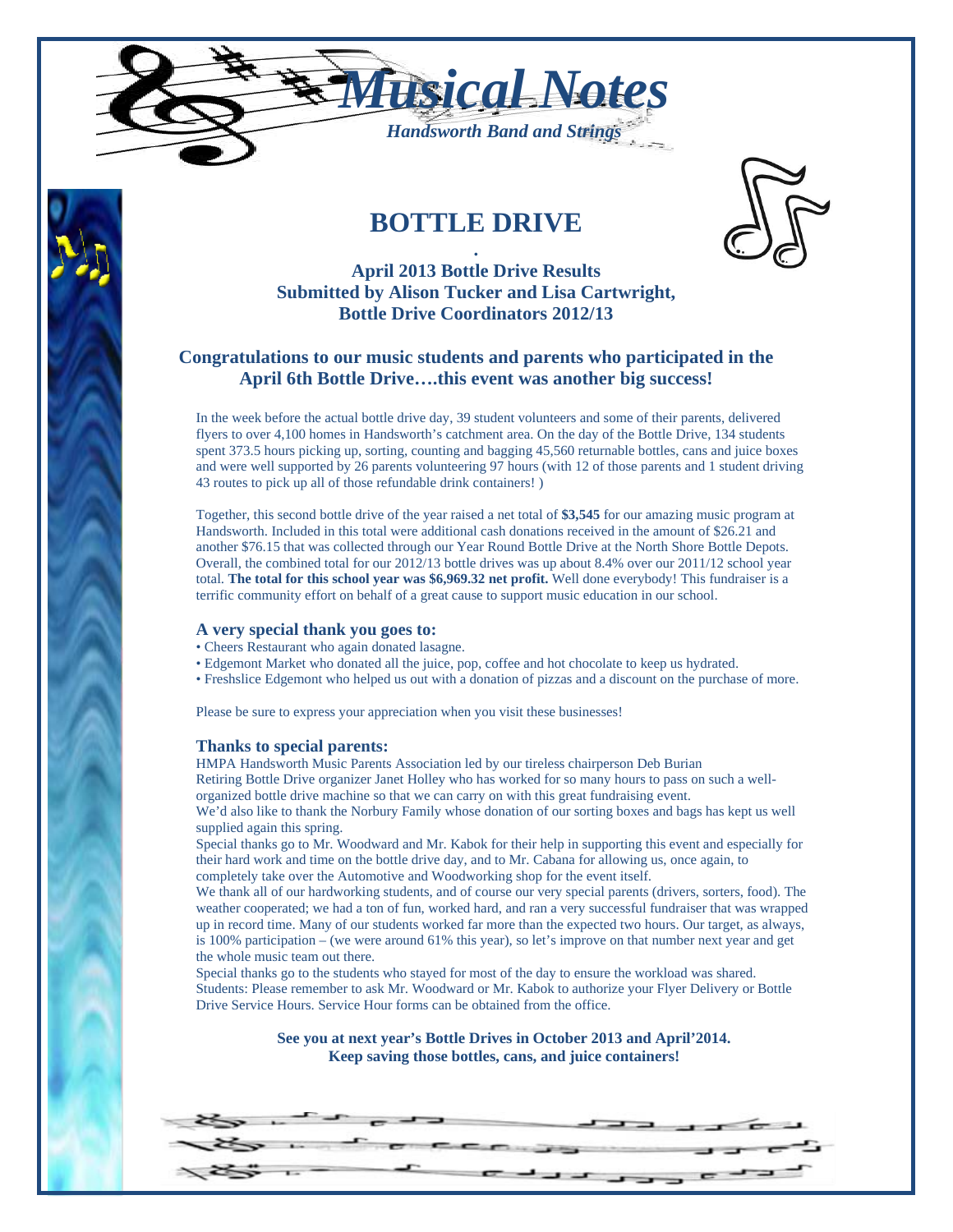# Musical Notes

*Handsworth Band and Strings*

## BOTTLE DRIVE

**April 2013 Bottle Drive Results**
**Submitted by Alison Tucker and Lisa Cartwright,**
**Bottle Drive Coordinators 2012/13**

### Congratulations to our music students and parents who participated in the April 6th Bottle Drive….this event was another big success!

In the week before the actual bottle drive day, 39 student volunteers and some of their parents, delivered flyers to over 4,100 homes in Handsworth's catchment area. On the day of the Bottle Drive, 134 students spent 373.5 hours picking up, sorting, counting and bagging 45,560 returnable bottles, cans and juice boxes and were well supported by 26 parents volunteering 97 hours (with 12 of those parents and 1 student driving 43 routes to pick up all of those refundable drink containers! )

Together, this second bottle drive of the year raised a net total of **$3,545** for our amazing music program at Handsworth. Included in this total were additional cash donations received in the amount of $26.21 and another $76.15 that was collected through our Year Round Bottle Drive at the North Shore Bottle Depots. Overall, the combined total for our 2012/13 bottle drives was up about 8.4% over our 2011/12 school year total. **The total for this school year was $6,969.32 net profit.** Well done everybody! This fundraiser is a terrific community effort on behalf of a great cause to support music education in our school.

### A very special thank you goes to:

- Cheers Restaurant who again donated lasagne.
- Edgemont Market who donated all the juice, pop, coffee and hot chocolate to keep us hydrated.
- Freshslice Edgemont who helped us out with a donation of pizzas and a discount on the purchase of more.

Please be sure to express your appreciation when you visit these businesses!

### Thanks to special parents:

HMPA Handsworth Music Parents Association led by our tireless chairperson Deb Burian
Retiring Bottle Drive organizer Janet Holley who has worked for so many hours to pass on such a well-organized bottle drive machine so that we can carry on with this great fundraising event.
We'd also like to thank the Norbury Family whose donation of our sorting boxes and bags has kept us well supplied again this spring.
Special thanks go to Mr. Woodward and Mr. Kabok for their help in supporting this event and especially for their hard work and time on the bottle drive day, and to Mr. Cabana for allowing us, once again, to completely take over the Automotive and Woodworking shop for the event itself.
We thank all of our hardworking students, and of course our very special parents (drivers, sorters, food). The weather cooperated; we had a ton of fun, worked hard, and ran a very successful fundraiser that was wrapped up in record time. Many of our students worked far more than the expected two hours. Our target, as always, is 100% participation – (we were around 61% this year), so let's improve on that number next year and get the whole music team out there.
Special thanks go to the students who stayed for most of the day to ensure the workload was shared.
Students: Please remember to ask Mr. Woodward or Mr. Kabok to authorize your Flyer Delivery or Bottle Drive Service Hours. Service Hour forms can be obtained from the office.

**See you at next year's Bottle Drives in October 2013 and April'2014.**
**Keep saving those bottles, cans, and juice containers!**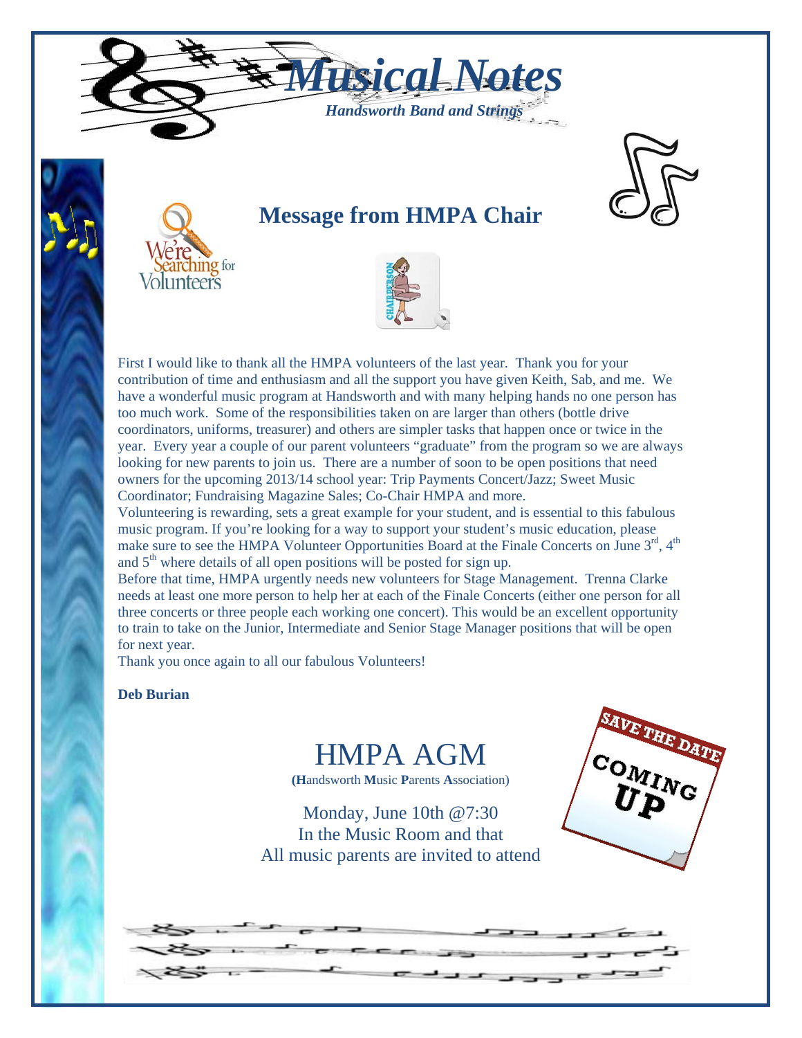# *Musical Notes*

***Handsworth Band and Strings***

## Message from HMPA Chair

First I would like to thank all the HMPA volunteers of the last year. Thank you for your contribution of time and enthusiasm and all the support you have given Keith, Sab, and me. We have a wonderful music program at Handsworth and with many helping hands no one person has too much work. Some of the responsibilities taken on are larger than others (bottle drive coordinators, uniforms, treasurer) and others are simpler tasks that happen once or twice in the year. Every year a couple of our parent volunteers "graduate" from the program so we are always looking for new parents to join us. There are a number of soon to be open positions that need owners for the upcoming 2013/14 school year: Trip Payments Concert/Jazz; Sweet Music Coordinator; Fundraising Magazine Sales; Co-Chair HMPA and more.

Volunteering is rewarding, sets a great example for your student, and is essential to this fabulous music program. If you're looking for a way to support your student's music education, please make sure to see the HMPA Volunteer Opportunities Board at the Finale Concerts on June 3rd, 4th and 5th where details of all open positions will be posted for sign up.

Before that time, HMPA urgently needs new volunteers for Stage Management. Trenna Clarke needs at least one more person to help her at each of the Finale Concerts (either one person for all three concerts or three people each working one concert). This would be an excellent opportunity to train to take on the Junior, Intermediate and Senior Stage Manager positions that will be open for next year.

Thank you once again to all our fabulous Volunteers!

**Deb Burian**

# HMPA AGM

(**H**andsworth **M**usic **P**arents **A**ssociation)

Monday, June 10th @7:30
In the Music Room and that
All music parents are invited to attend